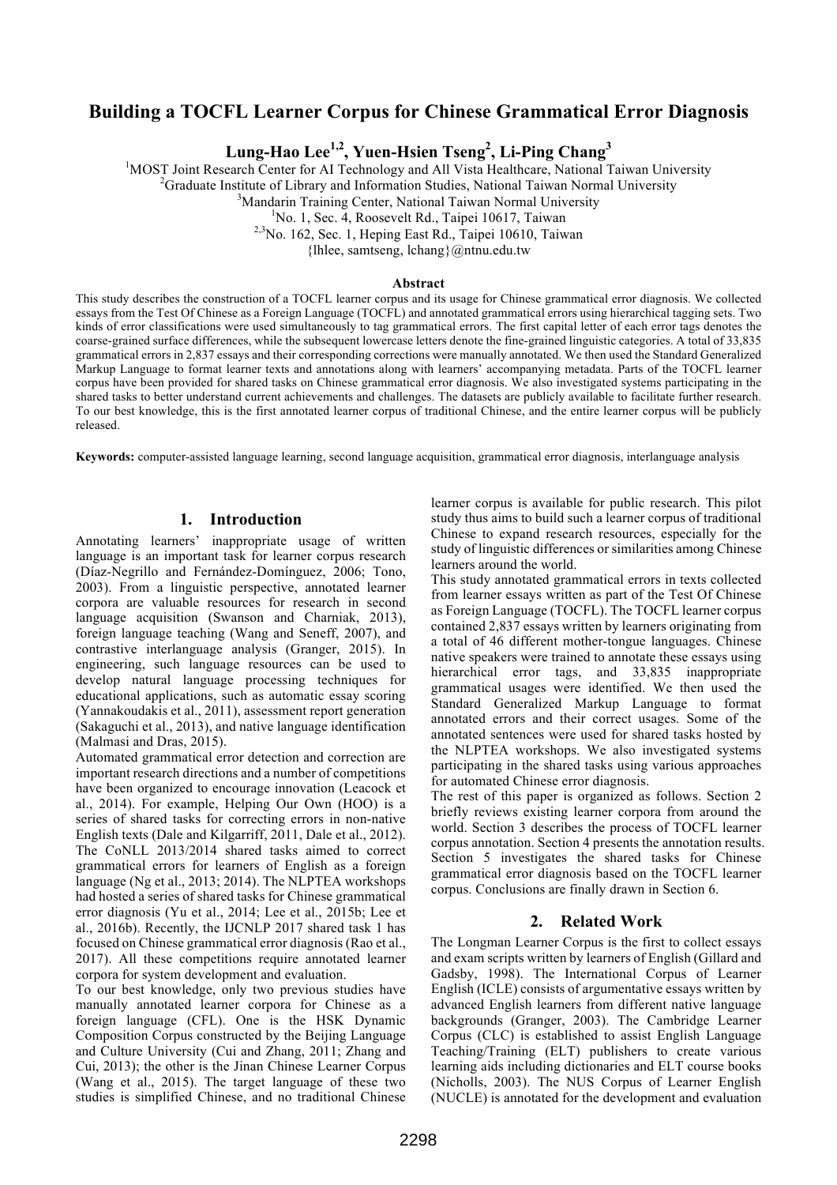# Building a TOCFL Learner Corpus for Chinese Grammatical Error Diagnosis

**Lung-Hao Lee[1,2], Yuen-Hsien Tseng[2], Li-Ping Chang[3]**

[1]MOST Joint Research Center for AI Technology and All Vista Healthcare, National Taiwan University
[2]Graduate Institute of Library and Information Studies, National Taiwan Normal University
[3]Mandarin Training Center, National Taiwan Normal University
[1]No. 1, Sec. 4, Roosevelt Rd., Taipei 10617, Taiwan
[2,3]No. 162, Sec. 1, Heping East Rd., Taipei 10610, Taiwan
{lhlee, samtseng, lchang}@ntnu.edu.tw

## Abstract

This study describes the construction of a TOCFL learner corpus and its usage for Chinese grammatical error diagnosis. We collected essays from the Test Of Chinese as a Foreign Language (TOCFL) and annotated grammatical errors using hierarchical tagging sets. Two kinds of error classifications were used simultaneously to tag grammatical errors. The first capital letter of each error tags denotes the coarse-grained surface differences, while the subsequent lowercase letters denote the fine-grained linguistic categories. A total of 33,835 grammatical errors in 2,837 essays and their corresponding corrections were manually annotated. We then used the Standard Generalized Markup Language to format learner texts and annotations along with learners' accompanying metadata. Parts of the TOCFL learner corpus have been provided for shared tasks on Chinese grammatical error diagnosis. We also investigated systems participating in the shared tasks to better understand current achievements and challenges. The datasets are publicly available to facilitate further research. To our best knowledge, this is the first annotated learner corpus of traditional Chinese, and the entire learner corpus will be publicly released.

**Keywords:** computer-assisted language learning, second language acquisition, grammatical error diagnosis, interlanguage analysis

## 1. Introduction

Annotating learners' inappropriate usage of written language is an important task for learner corpus research (Díaz-Negrillo and Fernández-Domínguez, 2006; Tono, 2003). From a linguistic perspective, annotated learner corpora are valuable resources for research in second language acquisition (Swanson and Charniak, 2013), foreign language teaching (Wang and Seneff, 2007), and contrastive interlanguage analysis (Granger, 2015). In engineering, such language resources can be used to develop natural language processing techniques for educational applications, such as automatic essay scoring (Yannakoudakis et al., 2011), assessment report generation (Sakaguchi et al., 2013), and native language identification (Malmasi and Dras, 2015).

Automated grammatical error detection and correction are important research directions and a number of competitions have been organized to encourage innovation (Leacock et al., 2014). For example, Helping Our Own (HOO) is a series of shared tasks for correcting errors in non-native English texts (Dale and Kilgarriff, 2011, Dale et al., 2012). The CoNLL 2013/2014 shared tasks aimed to correct grammatical errors for learners of English as a foreign language (Ng et al., 2013; 2014). The NLPTEA workshops had hosted a series of shared tasks for Chinese grammatical error diagnosis (Yu et al., 2014; Lee et al., 2015b; Lee et al., 2016b). Recently, the IJCNLP 2017 shared task 1 has focused on Chinese grammatical error diagnosis (Rao et al., 2017). All these competitions require annotated learner corpora for system development and evaluation.

To our best knowledge, only two previous studies have manually annotated learner corpora for Chinese as a foreign language (CFL). One is the HSK Dynamic Composition Corpus constructed by the Beijing Language and Culture University (Cui and Zhang, 2011; Zhang and Cui, 2013); the other is the Jinan Chinese Learner Corpus (Wang et al., 2015). The target language of these two studies is simplified Chinese, and no traditional Chinese learner corpus is available for public research. This pilot study thus aims to build such a learner corpus of traditional Chinese to expand research resources, especially for the study of linguistic differences or similarities among Chinese learners around the world.

This study annotated grammatical errors in texts collected from learner essays written as part of the Test Of Chinese as Foreign Language (TOCFL). The TOCFL learner corpus contained 2,837 essays written by learners originating from a total of 46 different mother-tongue languages. Chinese native speakers were trained to annotate these essays using hierarchical error tags, and 33,835 inappropriate grammatical usages were identified. We then used the Standard Generalized Markup Language to format annotated errors and their correct usages. Some of the annotated sentences were used for shared tasks hosted by the NLPTEA workshops. We also investigated systems participating in the shared tasks using various approaches for automated Chinese error diagnosis.

The rest of this paper is organized as follows. Section 2 briefly reviews existing learner corpora from around the world. Section 3 describes the process of TOCFL learner corpus annotation. Section 4 presents the annotation results. Section 5 investigates the shared tasks for Chinese grammatical error diagnosis based on the TOCFL learner corpus. Conclusions are finally drawn in Section 6.

## 2. Related Work

The Longman Learner Corpus is the first to collect essays and exam scripts written by learners of English (Gillard and Gadsby, 1998). The International Corpus of Learner English (ICLE) consists of argumentative essays written by advanced English learners from different native language backgrounds (Granger, 2003). The Cambridge Learner Corpus (CLC) is established to assist English Language Teaching/Training (ELT) publishers to create various learning aids including dictionaries and ELT course books (Nicholls, 2003). The NUS Corpus of Learner English (NUCLE) is annotated for the development and evaluation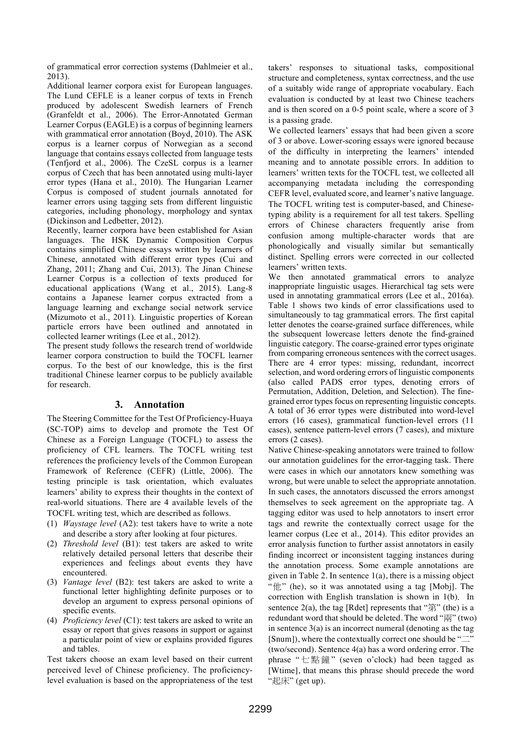of grammatical error correction systems (Dahlmeier et al., 2013).

Additional learner corpora exist for European languages. The Lund CEFLE is a leaner corpus of texts in French produced by adolescent Swedish learners of French (Granfeldt et al., 2006). The Error-Annotated German Learner Corpus (EAGLE) is a corpus of beginning learners with grammatical error annotation (Boyd, 2010). The ASK corpus is a learner corpus of Norwegian as a second language that contains essays collected from language tests (Tenfjord et al., 2006). The CzeSL corpus is a learner corpus of Czech that has been annotated using multi-layer error types (Hana et al., 2010). The Hungarian Learner Corpus is composed of student journals annotated for learner errors using tagging sets from different linguistic categories, including phonology, morphology and syntax (Dickinson and Ledbetter, 2012).

Recently, learner corpora have been established for Asian languages. The HSK Dynamic Composition Corpus contains simplified Chinese essays written by learners of Chinese, annotated with different error types (Cui and Zhang, 2011; Zhang and Cui, 2013). The Jinan Chinese Learner Corpus is a collection of texts produced for educational applications (Wang et al., 2015). Lang-8 contains a Japanese learner corpus extracted from a language learning and exchange social network service (Mizumoto et al., 2011). Linguistic properties of Korean particle errors have been outlined and annotated in collected learner writings (Lee et al., 2012).

The present study follows the research trend of worldwide learner corpora construction to build the TOCFL learner corpus. To the best of our knowledge, this is the first traditional Chinese learner corpus to be publicly available for research.

## 3. Annotation

The Steering Committee for the Test Of Proficiency-Huaya (SC-TOP) aims to develop and promote the Test Of Chinese as a Foreign Language (TOCFL) to assess the proficiency of CFL learners. The TOCFL writing test references the proficiency levels of the Common European Framework of Reference (CEFR) (Little, 2006). The testing principle is task orientation, which evaluates learners' ability to express their thoughts in the context of real-world situations. There are 4 available levels of the TOCFL writing test, which are described as follows.

(1) *Waystage level* (A2): test takers have to write a note and describe a story after looking at four pictures.
(2) *Threshold level* (B1): test takers are asked to write relatively detailed personal letters that describe their experiences and feelings about events they have encountered.
(3) *Vantage level* (B2): test takers are asked to write a functional letter highlighting definite purposes or to develop an argument to express personal opinions of specific events.
(4) *Proficiency level* (C1): test takers are asked to write an essay or report that gives reasons in support or against a particular point of view or explains provided figures and tables.

Test takers choose an exam level based on their current perceived level of Chinese proficiency. The proficiency-level evaluation is based on the appropriateness of the test takers' responses to situational tasks, compositional structure and completeness, syntax correctness, and the use of a suitably wide range of appropriate vocabulary. Each evaluation is conducted by at least two Chinese teachers and is then scored on a 0-5 point scale, where a score of 3 is a passing grade.

We collected learners' essays that had been given a score of 3 or above. Lower-scoring essays were ignored because of the difficulty in interpreting the learners' intended meaning and to annotate possible errors. In addition to learners' written texts for the TOCFL test, we collected all accompanying metadata including the corresponding CEFR level, evaluated score, and learner's native language. The TOCFL writing test is computer-based, and Chinese-typing ability is a requirement for all test takers. Spelling errors of Chinese characters frequently arise from confusion among multiple-character words that are phonologically and visually similar but semantically distinct. Spelling errors were corrected in our collected learners' written texts.

We then annotated grammatical errors to analyze inappropriate linguistic usages. Hierarchical tag sets were used in annotating grammatical errors (Lee et al., 2016a). Table 1 shows two kinds of error classifications used to simultaneously to tag grammatical errors. The first capital letter denotes the coarse-grained surface differences, while the subsequent lowercase letters denote the find-grained linguistic category. The coarse-grained error types originate from comparing erroneous sentences with the correct usages. There are 4 error types: missing, redundant, incorrect selection, and word ordering errors of linguistic components (also called PADS error types, denoting errors of Permutation, Addition, Deletion, and Selection). The fine-grained error types focus on representing linguistic concepts. A total of 36 error types were distributed into word-level errors (16 cases), grammatical function-level errors (11 cases), sentence pattern-level errors (7 cases), and mixture errors (2 cases).

Native Chinese-speaking annotators were trained to follow our annotation guidelines for the error-tagging task. There were cases in which our annotators knew something was wrong, but were unable to select the appropriate annotation. In such cases, the annotators discussed the errors amongst themselves to seek agreement on the appropriate tag. A tagging editor was used to help annotators to insert error tags and rewrite the contextually correct usage for the learner corpus (Lee et al., 2014). This editor provides an error analysis function to further assist annotators in easily finding incorrect or inconsistent tagging instances during the annotation process. Some example annotations are given in Table 2. In sentence 1(a), there is a missing object "他" (he), so it was annotated using a tag [Mobj]. The correction with English translation is shown in 1(b). In sentence 2(a), the tag [Rdet] represents that "第" (the) is a redundant word that should be deleted. The word "兩" (two) in sentence 3(a) is an incorrect numeral (denoting as the tag [Snum]), where the contextually correct one should be "二" (two/second). Sentence 4(a) has a word ordering error. The phrase "七點鐘" (seven o'clock) had been tagged as [Wtime], that means this phrase should precede the word "起床" (get up).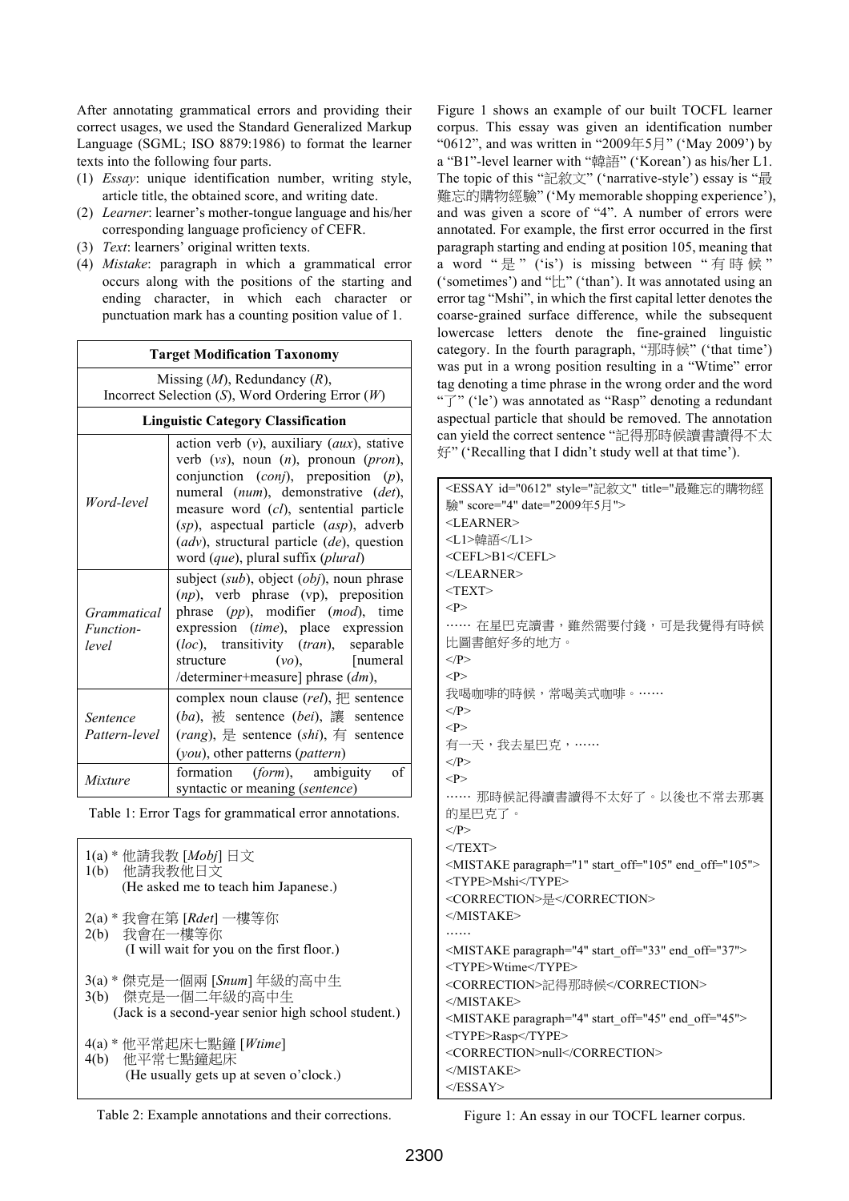After annotating grammatical errors and providing their correct usages, we used the Standard Generalized Markup Language (SGML; ISO 8879:1986) to format the learner texts into the following four parts.

(1) *Essay*: unique identification number, writing style, article title, the obtained score, and writing date.
(2) *Learner*: learner's mother-tongue language and his/her corresponding language proficiency of CEFR.
(3) *Text*: learners' original written texts.
(4) *Mistake*: paragraph in which a grammatical error occurs along with the positions of the starting and ending character, in which each character or punctuation mark has a counting position value of 1.

| **Target Modification Taxonomy** | |
|---|---|
| Missing (*M*), Redundancy (*R*), Incorrect Selection (*S*), Word Ordering Error (*W*) | |
| **Linguistic Category Classification** | |
| *Word-level* | action verb (*v*), auxiliary (*aux*), stative verb (*vs*), noun (*n*), pronoun (*pron*), conjunction (*conj*), preposition (*p*), numeral (*num*), demonstrative (*det*), measure word (*cl*), sentential particle (*sp*), aspectual particle (*asp*), adverb (*adv*), structural particle (*de*), question word (*que*), plural suffix (*plural*) |
| *Grammatical Function-level* | subject (*sub*), object (*obj*), noun phrase (*np*), verb phrase (vp), preposition phrase (*pp*), modifier (*mod*), time expression (*time*), place expression (*loc*), transitivity (*tran*), separable structure (*vo*), [numeral /determiner+measure] phrase (*dm*), |
| *Sentence Pattern-level* | complex noun clause (*rel*), 把 sentence (*ba*), 被 sentence (*bei*), 讓 sentence (*rang*), 是 sentence (*shi*), 有 sentence (*you*), other patterns (*pattern*) |
| *Mixture* | formation (*form*), ambiguity of syntactic or meaning (*sentence*) |

Table 1: Error Tags for grammatical error annotations.

1(a) * 他請我教 [*Mobj*] 日文
1(b) 他請我教他日文
(He asked me to teach him Japanese.)

2(a) * 我會在第 [*Rdet*] 一樓等你
2(b) 我會在一樓等你
(I will wait for you on the first floor.)

3(a) * 傑克是一個兩 [*Snum*] 年級的高中生
3(b) 傑克是一個二年級的高中生
(Jack is a second-year senior high school student.)

4(a) * 他平常起床七點鐘 [*Wtime*]
4(b) 他平常七點鐘起床
(He usually gets up at seven o'clock.)

Table 2: Example annotations and their corrections.

Figure 1 shows an example of our built TOCFL learner corpus. This essay was given an identification number "0612", and was written in "2009年5月" ('May 2009') by a "B1"-level learner with "韓語" ('Korean') as his/her L1. The topic of this "記敘文" ('narrative-style') essay is "最難忘的購物經驗" ('My memorable shopping experience'), and was given a score of "4". A number of errors were annotated. For example, the first error occurred in the first paragraph starting and ending at position 105, meaning that a word "是" ('is') is missing between "有時候" ('sometimes') and "比" ('than'). It was annotated using an error tag "Mshi", in which the first capital letter denotes the coarse-grained surface difference, while the subsequent lowercase letters denote the fine-grained linguistic category. In the fourth paragraph, "那時候" ('that time') was put in a wrong position resulting in a "Wtime" error tag denoting a time phrase in the wrong order and the word "了" ('le') was annotated as "Rasp" denoting a redundant aspectual particle that should be removed. The annotation can yield the correct sentence "記得那時候讀書讀得不太好" ('Recalling that I didn't study well at that time').

```
<ESSAY id="0612" style="記敘文" title="最難忘的購物經驗" score="4" date="2009年5月">
<LEARNER>
<L1>韓語</L1>
<CEFL>B1</CEFL>
</LEARNER>
<TEXT>
<P>
…… 在星巴克讀書，雖然需要付錢，可是我覺得有時候比圖書館好多的地方。
</P>
<P>
我喝咖啡的時候，常喝美式咖啡。……
</P>
<P>
有一天，我去星巴克，……
</P>
<P>
…… 那時候記得讀書讀得不太好了。以後也不常去那裏的星巴克了。
</P>
</TEXT>
<MISTAKE paragraph="1" start_off="105" end_off="105">
<TYPE>Mshi</TYPE>
<CORRECTION>是</CORRECTION>
</MISTAKE>
……
<MISTAKE paragraph="4" start_off="33" end_off="37">
<TYPE>Wtime</TYPE>
<CORRECTION>記得那時候</CORRECTION>
</MISTAKE>
<MISTAKE paragraph="4" start_off="45" end_off="45">
<TYPE>Rasp</TYPE>
<CORRECTION>null</CORRECTION>
</MISTAKE>
</ESSAY>
```

Figure 1: An essay in our TOCFL learner corpus.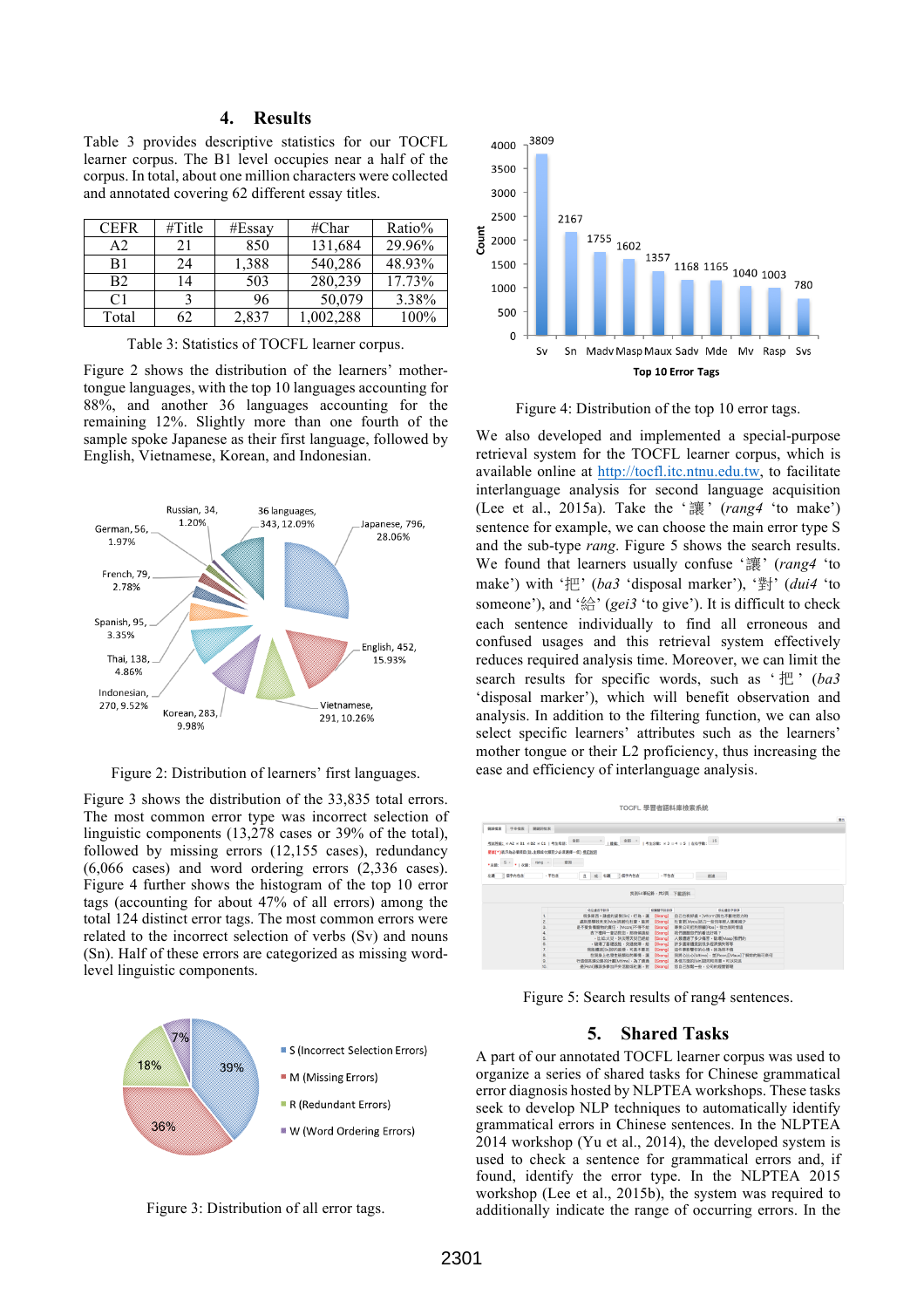## 4. Results

Table 3 provides descriptive statistics for our TOCFL learner corpus. The B1 level occupies near a half of the corpus. In total, about one million characters were collected and annotated covering 62 different essay titles.

| CEFR | #Title | #Essay | #Char | Ratio% |
|---|---|---|---|---|
| A2 | 21 | 850 | 131,684 | 29.96% |
| B1 | 24 | 1,388 | 540,286 | 48.93% |
| B2 | 14 | 503 | 280,239 | 17.73% |
| C1 | 3 | 96 | 50,079 | 3.38% |
| Total | 62 | 2,837 | 1,002,288 | 100% |

Table 3: Statistics of TOCFL learner corpus.

Figure 2 shows the distribution of the learners' mother-tongue languages, with the top 10 languages accounting for 88%, and another 36 languages accounting for the remaining 12%. Slightly more than one fourth of the sample spoke Japanese as their first language, followed by English, Vietnamese, Korean, and Indonesian.

Figure 2: Distribution of learners' first languages.

Figure 3 shows the distribution of the 33,835 total errors. The most common error type was incorrect selection of linguistic components (13,278 cases or 39% of the total), followed by missing errors (12,155 cases), redundancy (6,066 cases) and word ordering errors (2,336 cases). Figure 4 further shows the histogram of the top 10 error tags (accounting for about 47% of all errors) among the total 124 distinct error tags. The most common errors were related to the incorrect selection of verbs (Sv) and nouns (Sn). Half of these errors are categorized as missing word-level linguistic components.

Figure 3: Distribution of all error tags.

Figure 4: Distribution of the top 10 error tags.

We also developed and implemented a special-purpose retrieval system for the TOCFL learner corpus, which is available online at http://tocfl.itc.ntnu.edu.tw, to facilitate interlanguage analysis for second language acquisition (Lee et al., 2015a). Take the '讓' (*rang4* 'to make') sentence for example, we can choose the main error type S and the sub-type *rang*. Figure 5 shows the search results. We found that learners usually confuse '讓' (*rang4* 'to make') with '把' (*ba3* 'disposal marker'), '對' (*dui4* 'to someone'), and '給' (*gei3* 'to give'). It is difficult to check each sentence individually to find all erroneous and confused usages and this retrieval system effectively reduces required analysis time. Moreover, we can limit the search results for specific words, such as '把' (*ba3* 'disposal marker'), which will benefit observation and analysis. In addition to the filtering function, we can also select specific learners' attributes such as the learners' mother tongue or their L2 proficiency, thus increasing the ease and efficiency of interlanguage analysis.

Figure 5: Search results of rang4 sentences.

## 5. Shared Tasks

A part of our annotated TOCFL learner corpus was used to organize a series of shared tasks for Chinese grammatical error diagnosis hosted by NLPTEA workshops. These tasks seek to develop NLP techniques to automatically identify grammatical errors in Chinese sentences. In the NLPTEA 2014 workshop (Yu et al., 2014), the developed system is used to check a sentence for grammatical errors and, if found, identify the error type. In the NLPTEA 2015 workshop (Lee et al., 2015b), the system was required to additionally indicate the range of occurring errors. In the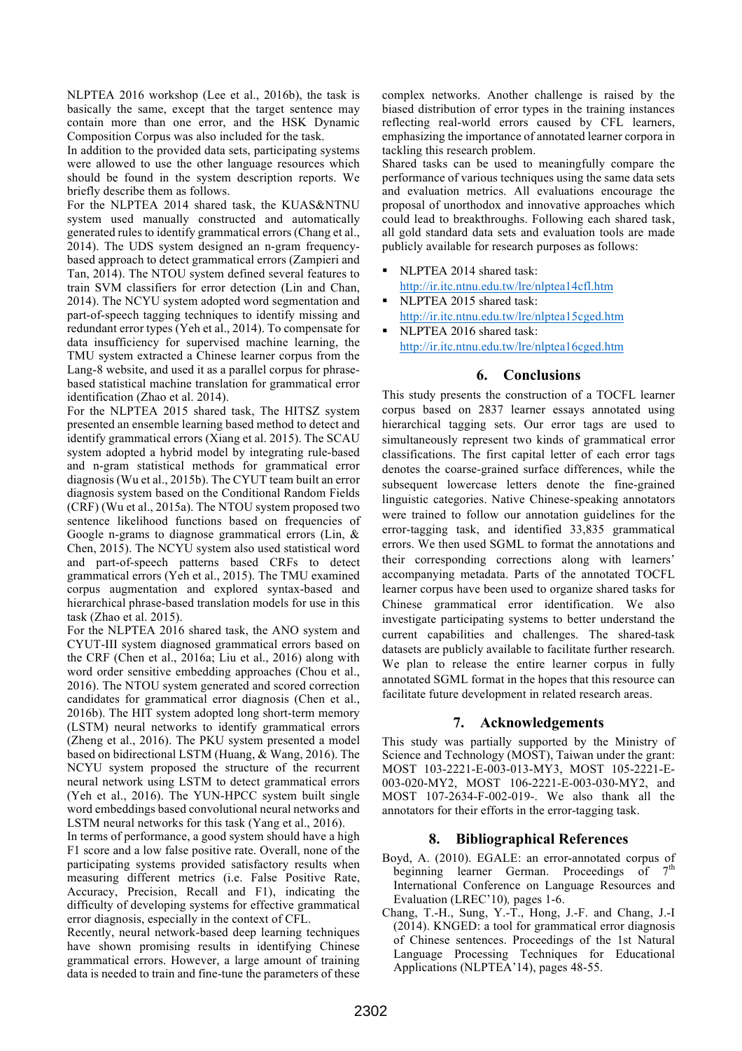NLPTEA 2016 workshop (Lee et al., 2016b), the task is basically the same, except that the target sentence may contain more than one error, and the HSK Dynamic Composition Corpus was also included for the task.

In addition to the provided data sets, participating systems were allowed to use the other language resources which should be found in the system description reports. We briefly describe them as follows.

For the NLPTEA 2014 shared task, the KUAS&NTNU system used manually constructed and automatically generated rules to identify grammatical errors (Chang et al., 2014). The UDS system designed an n-gram frequency-based approach to detect grammatical errors (Zampieri and Tan, 2014). The NTOU system defined several features to train SVM classifiers for error detection (Lin and Chan, 2014). The NCYU system adopted word segmentation and part-of-speech tagging techniques to identify missing and redundant error types (Yeh et al., 2014). To compensate for data insufficiency for supervised machine learning, the TMU system extracted a Chinese learner corpus from the Lang-8 website, and used it as a parallel corpus for phrase-based statistical machine translation for grammatical error identification (Zhao et al. 2014).

For the NLPTEA 2015 shared task, The HITSZ system presented an ensemble learning based method to detect and identify grammatical errors (Xiang et al. 2015). The SCAU system adopted a hybrid model by integrating rule-based and n-gram statistical methods for grammatical error diagnosis (Wu et al., 2015b). The CYUT team built an error diagnosis system based on the Conditional Random Fields (CRF) (Wu et al., 2015a). The NTOU system proposed two sentence likelihood functions based on frequencies of Google n-grams to diagnose grammatical errors (Lin, & Chen, 2015). The NCYU system also used statistical word and part-of-speech patterns based CRFs to detect grammatical errors (Yeh et al., 2015). The TMU examined corpus augmentation and explored syntax-based and hierarchical phrase-based translation models for use in this task (Zhao et al. 2015).

For the NLPTEA 2016 shared task, the ANO system and CYUT-III system diagnosed grammatical errors based on the CRF (Chen et al., 2016a; Liu et al., 2016) along with word order sensitive embedding approaches (Chou et al., 2016). The NTOU system generated and scored correction candidates for grammatical error diagnosis (Chen et al., 2016b). The HIT system adopted long short-term memory (LSTM) neural networks to identify grammatical errors (Zheng et al., 2016). The PKU system presented a model based on bidirectional LSTM (Huang, & Wang, 2016). The NCYU system proposed the structure of the recurrent neural network using LSTM to detect grammatical errors (Yeh et al., 2016). The YUN-HPCC system built single word embeddings based convolutional neural networks and LSTM neural networks for this task (Yang et al., 2016).

In terms of performance, a good system should have a high F1 score and a low false positive rate. Overall, none of the participating systems provided satisfactory results when measuring different metrics (i.e. False Positive Rate, Accuracy, Precision, Recall and F1), indicating the difficulty of developing systems for effective grammatical error diagnosis, especially in the context of CFL.

Recently, neural network-based deep learning techniques have shown promising results in identifying Chinese grammatical errors. However, a large amount of training data is needed to train and fine-tune the parameters of these complex networks. Another challenge is raised by the biased distribution of error types in the training instances reflecting real-world errors caused by CFL learners, emphasizing the importance of annotated learner corpora in tackling this research problem.

Shared tasks can be used to meaningfully compare the performance of various techniques using the same data sets and evaluation metrics. All evaluations encourage the proposal of unorthodox and innovative approaches which could lead to breakthroughs. Following each shared task, all gold standard data sets and evaluation tools are made publicly available for research purposes as follows:

- NLPTEA 2014 shared task: http://ir.itc.ntnu.edu.tw/lre/nlptea14cfl.htm
- NLPTEA 2015 shared task: http://ir.itc.ntnu.edu.tw/lre/nlptea15cged.htm
- NLPTEA 2016 shared task: http://ir.itc.ntnu.edu.tw/lre/nlptea16cged.htm

## 6. Conclusions

This study presents the construction of a TOCFL learner corpus based on 2837 learner essays annotated using hierarchical tagging sets. Our error tags are used to simultaneously represent two kinds of grammatical error classifications. The first capital letter of each error tags denotes the coarse-grained surface differences, while the subsequent lowercase letters denote the fine-grained linguistic categories. Native Chinese-speaking annotators were trained to follow our annotation guidelines for the error-tagging task, and identified 33,835 grammatical errors. We then used SGML to format the annotations and their corresponding corrections along with learners' accompanying metadata. Parts of the annotated TOCFL learner corpus have been used to organize shared tasks for Chinese grammatical error identification. We also investigate participating systems to better understand the current capabilities and challenges. The shared-task datasets are publicly available to facilitate further research. We plan to release the entire learner corpus in fully annotated SGML format in the hopes that this resource can facilitate future development in related research areas.

## 7. Acknowledgements

This study was partially supported by the Ministry of Science and Technology (MOST), Taiwan under the grant: MOST 103-2221-E-003-013-MY3, MOST 105-2221-E-003-020-MY2, MOST 106-2221-E-003-030-MY2, and MOST 107-2634-F-002-019-. We also thank all the annotators for their efforts in the error-tagging task.

## 8. Bibliographical References

Boyd, A. (2010). EGALE: an error-annotated corpus of beginning learner German. Proceedings of 7th International Conference on Language Resources and Evaluation (LREC'10)*,* pages 1-6.

Chang, T.-H., Sung, Y.-T., Hong, J.-F. and Chang, J.-I (2014). KNGED: a tool for grammatical error diagnosis of Chinese sentences. Proceedings of the 1st Natural Language Processing Techniques for Educational Applications (NLPTEA'14), pages 48-55.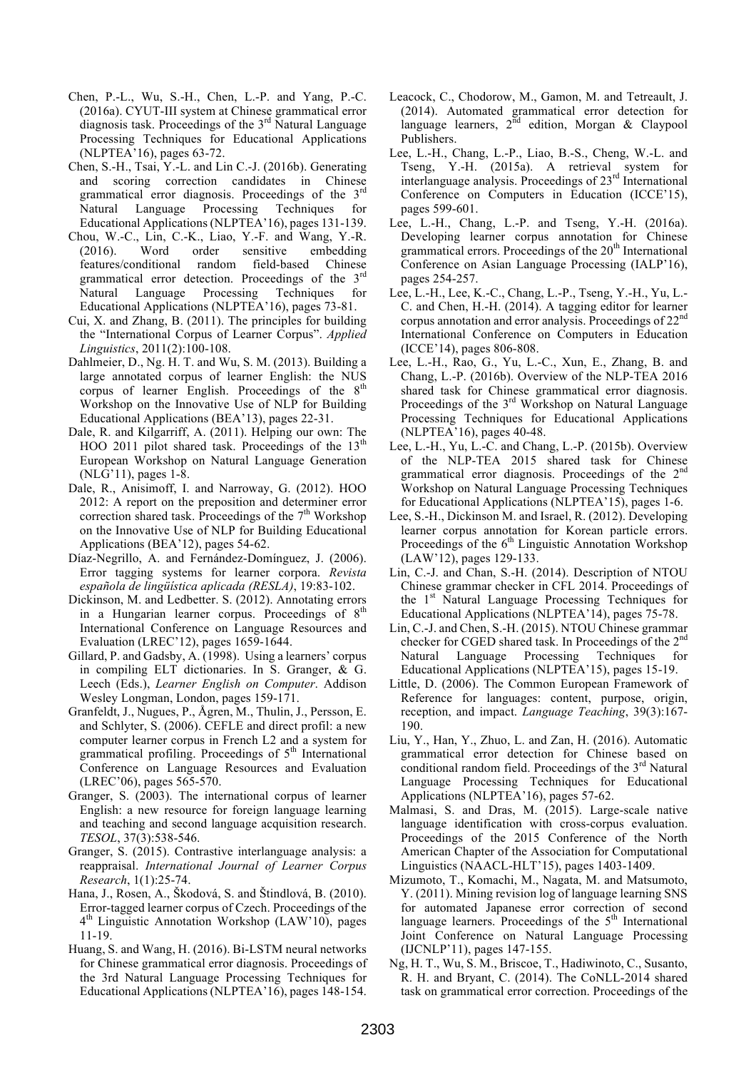Chen, P.-L., Wu, S.-H., Chen, L.-P. and Yang, P.-C. (2016a). CYUT-III system at Chinese grammatical error diagnosis task. Proceedings of the 3[rd] Natural Language Processing Techniques for Educational Applications (NLPTEA'16), pages 63-72.

Chen, S.-H., Tsai, Y.-L. and Lin C.-J. (2016b). Generating and scoring correction candidates in Chinese grammatical error diagnosis. Proceedings of the 3[rd] Natural Language Processing Techniques for Educational Applications (NLPTEA'16), pages 131-139.

Chou, W.-C., Lin, C.-K., Liao, Y.-F. and Wang, Y.-R. (2016). Word order sensitive embedding features/conditional random field-based Chinese grammatical error detection. Proceedings of the 3[rd] Natural Language Processing Techniques for Educational Applications (NLPTEA'16), pages 73-81.

Cui, X. and Zhang, B. (2011). The principles for building the "International Corpus of Learner Corpus". *Applied Linguistics*, 2011(2):100-108.

Dahlmeier, D., Ng. H. T. and Wu, S. M. (2013). Building a large annotated corpus of learner English: the NUS corpus of learner English. Proceedings of the 8[th] Workshop on the Innovative Use of NLP for Building Educational Applications (BEA'13), pages 22-31.

Dale, R. and Kilgarriff, A. (2011). Helping our own: The HOO 2011 pilot shared task. Proceedings of the 13[th] European Workshop on Natural Language Generation (NLG'11), pages 1-8.

Dale, R., Anisimoff, I. and Narroway, G. (2012). HOO 2012: A report on the preposition and determiner error correction shared task. Proceedings of the 7[th] Workshop on the Innovative Use of NLP for Building Educational Applications (BEA'12), pages 54-62.

Díaz-Negrillo, A. and Fernández-Domínguez, J. (2006). Error tagging systems for learner corpora. *Revista española de lingüística aplicada (RESLA)*, 19:83-102.

Dickinson, M. and Ledbetter. S. (2012). Annotating errors in a Hungarian learner corpus. Proceedings of 8[th] International Conference on Language Resources and Evaluation (LREC'12), pages 1659-1644.

Gillard, P. and Gadsby, A. (1998). Using a learners' corpus in compiling ELT dictionaries. In S. Granger, & G. Leech (Eds.), *Learner English on Computer*. Addison Wesley Longman, London, pages 159-171.

Granfeldt, J., Nugues, P., Ågren, M., Thulin, J., Persson, E. and Schlyter, S. (2006). CEFLE and direct profil: a new computer learner corpus in French L2 and a system for grammatical profiling. Proceedings of 5[th] International Conference on Language Resources and Evaluation (LREC'06), pages 565-570.

Granger, S. (2003). The international corpus of learner English: a new resource for foreign language learning and teaching and second language acquisition research. *TESOL*, 37(3):538-546.

Granger, S. (2015). Contrastive interlanguage analysis: a reappraisal. *International Journal of Learner Corpus Research*, 1(1):25-74.

Hana, J., Rosen, A., Škodová, S. and Štindlová, B. (2010). Error-tagged learner corpus of Czech. Proceedings of the 4[th] Linguistic Annotation Workshop (LAW'10), pages 11-19.

Huang, S. and Wang, H. (2016). Bi-LSTM neural networks for Chinese grammatical error diagnosis. Proceedings of the 3rd Natural Language Processing Techniques for Educational Applications (NLPTEA'16), pages 148-154.

Leacock, C., Chodorow, M., Gamon, M. and Tetreault, J. (2014). Automated grammatical error detection for language learners, 2[nd] edition, Morgan & Claypool Publishers.

Lee, L.-H., Chang, L.-P., Liao, B.-S., Cheng, W.-L. and Tseng, Y.-H. (2015a). A retrieval system for interlanguage analysis. Proceedings of 23[rd] International Conference on Computers in Education (ICCE'15), pages 599-601.

Lee, L.-H., Chang, L.-P. and Tseng, Y.-H. (2016a). Developing learner corpus annotation for Chinese grammatical errors. Proceedings of the 20[th] International Conference on Asian Language Processing (IALP'16), pages 254-257.

Lee, L.-H., Lee, K.-C., Chang, L.-P., Tseng, Y.-H., Yu, L.-C. and Chen, H.-H. (2014). A tagging editor for learner corpus annotation and error analysis. Proceedings of 22[nd] International Conference on Computers in Education (ICCE'14), pages 806-808.

Lee, L.-H., Rao, G., Yu, L.-C., Xun, E., Zhang, B. and Chang, L.-P. (2016b). Overview of the NLP-TEA 2016 shared task for Chinese grammatical error diagnosis. Proceedings of the 3[rd] Workshop on Natural Language Processing Techniques for Educational Applications (NLPTEA'16), pages 40-48.

Lee, L.-H., Yu, L.-C. and Chang, L.-P. (2015b). Overview of the NLP-TEA 2015 shared task for Chinese grammatical error diagnosis. Proceedings of the 2[nd] Workshop on Natural Language Processing Techniques for Educational Applications (NLPTEA'15), pages 1-6.

Lee, S.-H., Dickinson M. and Israel, R. (2012). Developing learner corpus annotation for Korean particle errors. Proceedings of the 6[th] Linguistic Annotation Workshop (LAW'12), pages 129-133.

Lin, C.-J. and Chan, S.-H. (2014). Description of NTOU Chinese grammar checker in CFL 2014. Proceedings of the 1[st] Natural Language Processing Techniques for Educational Applications (NLPTEA'14), pages 75-78.

Lin, C.-J. and Chen, S.-H. (2015). NTOU Chinese grammar checker for CGED shared task. In Proceedings of the 2[nd] Natural Language Processing Techniques for Educational Applications (NLPTEA'15), pages 15-19.

Little, D. (2006). The Common European Framework of Reference for languages: content, purpose, origin, reception, and impact. *Language Teaching*, 39(3):167-190.

Liu, Y., Han, Y., Zhuo, L. and Zan, H. (2016). Automatic grammatical error detection for Chinese based on conditional random field. Proceedings of the 3[rd] Natural Language Processing Techniques for Educational Applications (NLPTEA'16), pages 57-62.

Malmasi, S. and Dras, M. (2015). Large-scale native language identification with cross-corpus evaluation. Proceedings of the 2015 Conference of the North American Chapter of the Association for Computational Linguistics (NAACL-HLT'15), pages 1403-1409.

Mizumoto, T., Komachi, M., Nagata, M. and Matsumoto, Y. (2011). Mining revision log of language learning SNS for automated Japanese error correction of second language learners. Proceedings of the 5[th] International Joint Conference on Natural Language Processing (IJCNLP'11), pages 147-155.

Ng, H. T., Wu, S. M., Briscoe, T., Hadiwinoto, C., Susanto, R. H. and Bryant, C. (2014). The CoNLL-2014 shared task on grammatical error correction. Proceedings of the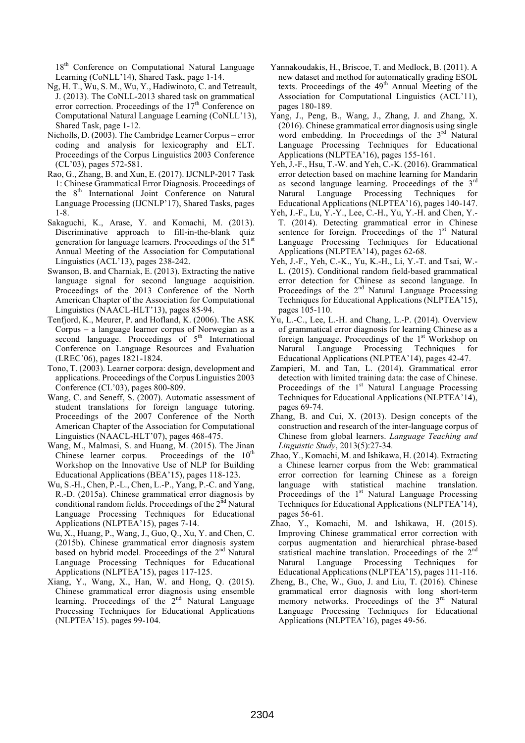18th Conference on Computational Natural Language Learning (CoNLL'14), Shared Task, page 1-14.

Ng, H. T., Wu, S. M., Wu, Y., Hadiwinoto, C. and Tetreault, J. (2013). The CoNLL-2013 shared task on grammatical error correction. Proceedings of the 17th Conference on Computational Natural Language Learning (CoNLL'13), Shared Task, page 1-12.

Nicholls, D. (2003). The Cambridge Learner Corpus – error coding and analysis for lexicography and ELT. Proceedings of the Corpus Linguistics 2003 Conference (CL'03), pages 572-581.

Rao, G., Zhang, B. and Xun, E. (2017). IJCNLP-2017 Task 1: Chinese Grammatical Error Diagnosis. Proceedings of the 8th International Joint Conference on Natural Language Processing (IJCNLP'17), Shared Tasks, pages 1-8.

Sakaguchi, K., Arase, Y. and Komachi, M. (2013). Discriminative approach to fill-in-the-blank quiz generation for language learners. Proceedings of the 51st Annual Meeting of the Association for Computational Linguistics (ACL'13), pages 238-242.

Swanson, B. and Charniak, E. (2013). Extracting the native language signal for second language acquisition. Proceedings of the 2013 Conference of the North American Chapter of the Association for Computational Linguistics (NAACL-HLT'13), pages 85-94.

Tenfjord, K., Meurer, P. and Hofland, K. (2006). The ASK Corpus – a language learner corpus of Norwegian as a second language. Proceedings of 5th International Conference on Language Resources and Evaluation (LREC'06), pages 1821-1824.

Tono, T. (2003). Learner corpora: design, development and applications. Proceedings of the Corpus Linguistics 2003 Conference (CL'03), pages 800-809.

Wang, C. and Seneff, S. (2007). Automatic assessment of student translations for foreign language tutoring. Proceedings of the 2007 Conference of the North American Chapter of the Association for Computational Linguistics (NAACL-HLT'07), pages 468-475.

Wang, M., Malmasi, S. and Huang, M. (2015). The Jinan Chinese learner corpus. Proceedings of the 10th Workshop on the Innovative Use of NLP for Building Educational Applications (BEA'15), pages 118-123.

Wu, S.-H., Chen, P.-L., Chen, L.-P., Yang, P.-C. and Yang, R.-D. (2015a). Chinese grammatical error diagnosis by conditional random fields. Proceedings of the 2nd Natural Language Processing Techniques for Educational Applications (NLPTEA'15), pages 7-14.

Wu, X., Huang, P., Wang, J., Guo, Q., Xu, Y. and Chen, C. (2015b). Chinese grammatical error diagnosis system based on hybrid model. Proceedings of the 2nd Natural Language Processing Techniques for Educational Applications (NLPTEA'15), pages 117-125.

Xiang, Y., Wang, X., Han, W. and Hong, Q. (2015). Chinese grammatical error diagnosis using ensemble learning. Proceedings of the 2nd Natural Language Processing Techniques for Educational Applications (NLPTEA'15). pages 99-104.

Yannakoudakis, H., Briscoe, T. and Medlock, B. (2011). A new dataset and method for automatically grading ESOL texts. Proceedings of the 49th Annual Meeting of the Association for Computational Linguistics (ACL'11), pages 180-189.

Yang, J., Peng, B., Wang, J., Zhang, J. and Zhang, X. (2016). Chinese grammatical error diagnosis using single word embedding. In Proceedings of the 3rd Natural Language Processing Techniques for Educational Applications (NLPTEA'16), pages 155-161.

Yeh, J.-F., Hsu, T.-W. and Yeh, C.-K. (2016). Grammatical error detection based on machine learning for Mandarin as second language learning. Proceedings of the 3rd Natural Language Processing Techniques for Educational Applications (NLPTEA'16), pages 140-147.

Yeh, J.-F., Lu, Y.-Y., Lee, C.-H., Yu, Y.-H. and Chen, Y.-T. (2014). Detecting grammatical error in Chinese sentence for foreign. Proceedings of the 1st Natural Language Processing Techniques for Educational Applications (NLPTEA'14), pages 62-68.

Yeh, J.-F., Yeh, C.-K., Yu, K.-H., Li, Y.-T. and Tsai, W.-L. (2015). Conditional random field-based grammatical error detection for Chinese as second language. In Proceedings of the 2nd Natural Language Processing Techniques for Educational Applications (NLPTEA'15), pages 105-110.

Yu, L.-C., Lee, L.-H. and Chang, L.-P. (2014). Overview of grammatical error diagnosis for learning Chinese as a foreign language. Proceedings of the 1st Workshop on Natural Language Processing Techniques for Educational Applications (NLPTEA'14), pages 42-47.

Zampieri, M. and Tan, L. (2014). Grammatical error detection with limited training data: the case of Chinese. Proceedings of the 1st Natural Language Processing Techniques for Educational Applications (NLPTEA'14), pages 69-74.

Zhang, B. and Cui, X. (2013). Design concepts of the construction and research of the inter-language corpus of Chinese from global learners. *Language Teaching and Linguistic Study*, 2013(5):27-34.

Zhao, Y., Komachi, M. and Ishikawa, H. (2014). Extracting a Chinese learner corpus from the Web: grammatical error correction for learning Chinese as a foreign language with statistical machine translation. Proceedings of the 1st Natural Language Processing Techniques for Educational Applications (NLPTEA'14), pages 56-61.

Zhao, Y., Komachi, M. and Ishikawa, H. (2015). Improving Chinese grammatical error correction with corpus augmentation and hierarchical phrase-based statistical machine translation. Proceedings of the 2nd Natural Language Processing Techniques for Educational Applications (NLPTEA'15), pages 111-116.

Zheng, B., Che, W., Guo, J. and Liu, T. (2016). Chinese grammatical error diagnosis with long short-term memory networks. Proceedings of the 3rd Natural Language Processing Techniques for Educational Applications (NLPTEA'16), pages 49-56.